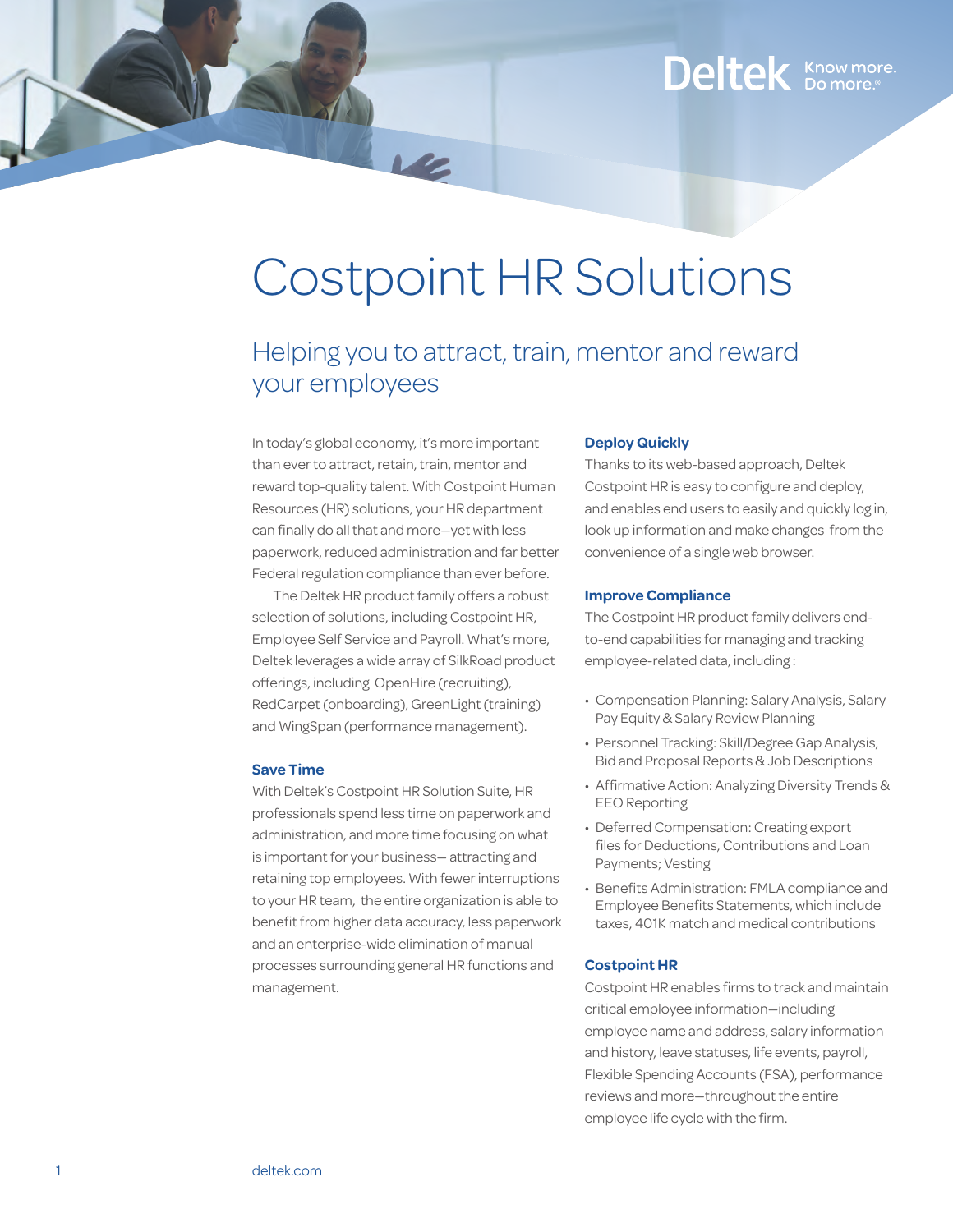# Costpoint HR Solutions

## Helping you to attract, train, mentor and reward your employees

In today's global economy, it's more important than ever to attract, retain, train, mentor and reward top-quality talent. With Costpoint Human Resources (HR) solutions, your HR department can finally do all that and more—yet with less paperwork, reduced administration and far better Federal regulation compliance than ever before.

The Deltek HR product family offers a robust selection of solutions, including Costpoint HR, Employee Self Service and Payroll. What's more, Deltek leverages a wide array of SilkRoad product offerings, including OpenHire (recruiting), RedCarpet (onboarding), GreenLight (training) and WingSpan (performance management).

### Save Time

With Deltek's Costpoint HR Solution Suite, HR professionals spend less time on paperwork and administration, and more time focusing on what is important for your business— attracting and retaining top employees. With fewer interruptions to your HR team, the entire organization is able to benefit from higher data accuracy, less paperwork and an enterprise-wide elimination of manual processes surrounding general HR functions and management.

### Deploy Quickly

Thanks to its web-based approach, Deltek Costpoint HR is easy to configure and deploy, and enables end users to easily and quickly log in, look up information and make changes from the convenience of a single web browser.

### Improve Compliance

The Costpoint HR product family delivers end-to-end capabilities for managing and tracking employee-related data, including:

- Compensation Planning: Salary Analysis, Salary Pay Equity & Salary Review Planning
- Personnel Tracking: Skill/Degree Gap Analysis, Bid and Proposal Reports & Job Descriptions
- Affirmative Action: Analyzing Diversity Trends & EEO Reporting
- Deferred Compensation: Creating export files for Deductions, Contributions and Loan Payments; Vesting
- Benefits Administration: FMLA compliance and Employee Benefits Statements, which include taxes, 401K match and medical contributions

### Costpoint HR

Costpoint HR enables firms to track and maintain critical employee information—including employee name and address, salary information and history, leave statuses, life events, payroll, Flexible Spending Accounts (FSA), performance reviews and more—throughout the entire employee life cycle with the firm.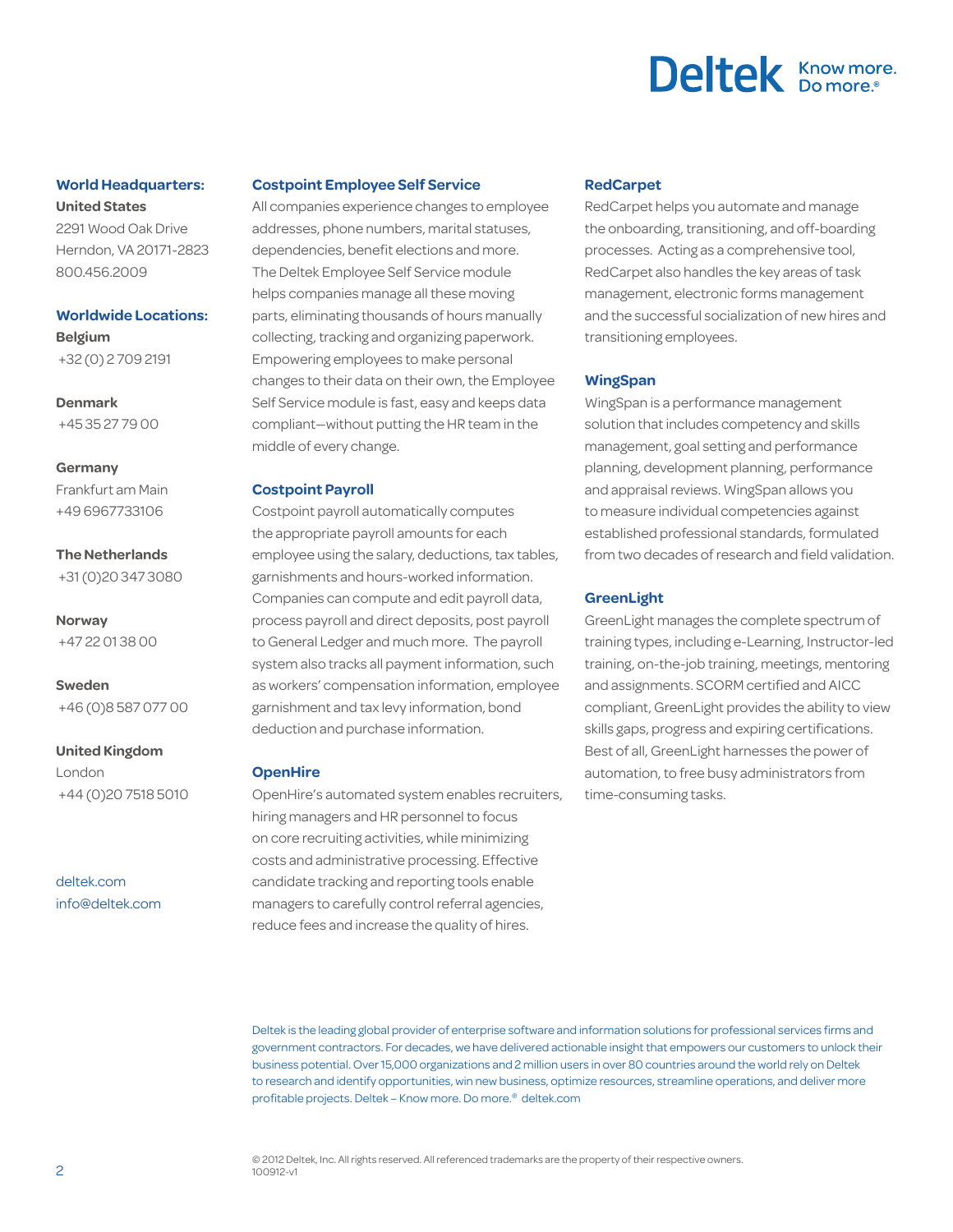Deltek Know more. Do more.®

**World Headquarters:**

**United States**
2291 Wood Oak Drive
Herndon, VA 20171-2823
800.456.2009

**Worldwide Locations:**

**Belgium**
+32 (0) 2 709 2191

**Denmark**
+45 35 27 79 00

**Germany**
Frankfurt am Main
+49 6967733106

**The Netherlands**
+31 (0)20 347 3080

**Norway**
+47 22 01 38 00

**Sweden**
+46 (0)8 587 077 00

**United Kingdom**
London
+44 (0)20 7518 5010

deltek.com
info@deltek.com

### Costpoint Employee Self Service

All companies experience changes to employee addresses, phone numbers, marital statuses, dependencies, benefit elections and more. The Deltek Employee Self Service module helps companies manage all these moving parts, eliminating thousands of hours manually collecting, tracking and organizing paperwork. Empowering employees to make personal changes to their data on their own, the Employee Self Service module is fast, easy and keeps data compliant—without putting the HR team in the middle of every change.

### Costpoint Payroll

Costpoint payroll automatically computes the appropriate payroll amounts for each employee using the salary, deductions, tax tables, garnishments and hours-worked information. Companies can compute and edit payroll data, process payroll and direct deposits, post payroll to General Ledger and much more. The payroll system also tracks all payment information, such as workers' compensation information, employee garnishment and tax levy information, bond deduction and purchase information.

### OpenHire

OpenHire's automated system enables recruiters, hiring managers and HR personnel to focus on core recruiting activities, while minimizing costs and administrative processing. Effective candidate tracking and reporting tools enable managers to carefully control referral agencies, reduce fees and increase the quality of hires.

### RedCarpet

RedCarpet helps you automate and manage the onboarding, transitioning, and off-boarding processes. Acting as a comprehensive tool, RedCarpet also handles the key areas of task management, electronic forms management and the successful socialization of new hires and transitioning employees.

### WingSpan

WingSpan is a performance management solution that includes competency and skills management, goal setting and performance planning, development planning, performance and appraisal reviews. WingSpan allows you to measure individual competencies against established professional standards, formulated from two decades of research and field validation.

### GreenLight

GreenLight manages the complete spectrum of training types, including e-Learning, Instructor-led training, on-the-job training, meetings, mentoring and assignments. SCORM certified and AICC compliant, GreenLight provides the ability to view skills gaps, progress and expiring certifications. Best of all, GreenLight harnesses the power of automation, to free busy administrators from time-consuming tasks.

Deltek is the leading global provider of enterprise software and information solutions for professional services firms and government contractors. For decades, we have delivered actionable insight that empowers our customers to unlock their business potential. Over 15,000 organizations and 2 million users in over 80 countries around the world rely on Deltek to research and identify opportunities, win new business, optimize resources, streamline operations, and deliver more profitable projects. Deltek – Know more. Do more.® deltek.com

© 2012 Deltek, Inc. All rights reserved. All referenced trademarks are the property of their respective owners.
100912-v1